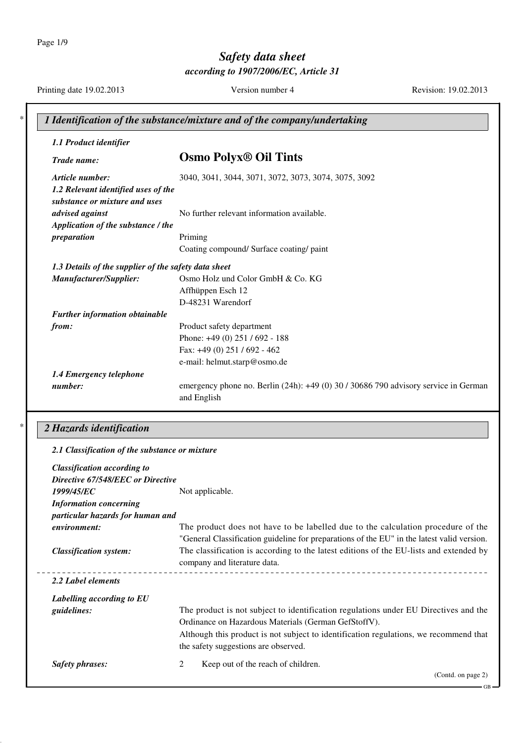# Safety data sheet

*according to 1907/2006/EC, Article 31*

Printing date 19.02.2013 | Version number 4 | Revision: 19.02.2013

## * 1 Identification of the substance/mixture and of the company/undertaking

***1.1 Product identifier***

***Trade name:*** **Osmo Polyx® Oil Tints**

***Article number:*** 3040, 3041, 3044, 3071, 3072, 3073, 3074, 3075, 3092

***1.2 Relevant identified uses of the substance or mixture and uses advised against*** No further relevant information available.

***Application of the substance / the preparation*** Priming
Coating compound/ Surface coating/ paint

***1.3 Details of the supplier of the safety data sheet***

***Manufacturer/Supplier:***
Osmo Holz und Color GmbH & Co. KG
Affhüppen Esch 12
D-48231 Warendorf

***Further information obtainable from:***
Product safety department
Phone: +49 (0) 251 / 692 - 188
Fax: +49 (0) 251 / 692 - 462
e-mail: helmut.starp@osmo.de

***1.4 Emergency telephone number:*** emergency phone no. Berlin (24h): +49 (0) 30 / 30686 790 advisory service in German and English

## * 2 Hazards identification

***2.1 Classification of the substance or mixture***

***Classification according to Directive 67/548/EEC or Directive 1999/45/EC*** Not applicable.

***Information concerning particular hazards for human and environment:*** The product does not have to be labelled due to the calculation procedure of the "General Classification guideline for preparations of the EU" in the latest valid version.

***Classification system:*** The classification is according to the latest editions of the EU-lists and extended by company and literature data.

***2.2 Label elements***

***Labelling according to EU guidelines:*** The product is not subject to identification regulations under EU Directives and the Ordinance on Hazardous Materials (German GefStoffV).
Although this product is not subject to identification regulations, we recommend that the safety suggestions are observed.

***Safety phrases:***
2 Keep out of the reach of children.

(Contd. on page 2)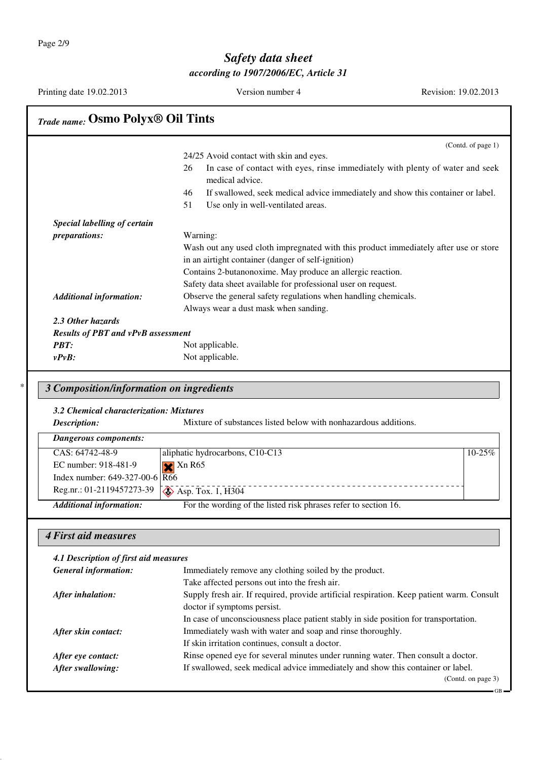**Trade name:** **Osmo Polyx® Oil Tints**

(Contd. of page 1)

24/25 Avoid contact with skin and eyes.

26 In case of contact with eyes, rinse immediately with plenty of water and seek medical advice.

46 If swallowed, seek medical advice immediately and show this container or label.

51 Use only in well-ventilated areas.

***Special labelling of certain preparations:*** Warning:
Wash out any used cloth impregnated with this product immediately after use or store in an airtight container (danger of self-ignition)
Contains 2-butanonoxime. May produce an allergic reaction.
Safety data sheet available for professional user on request.

***Additional information:*** Observe the general safety regulations when handling chemicals.
Always wear a dust mask when sanding.

***2.3 Other hazards***

***Results of PBT and vPvB assessment***

***PBT:*** Not applicable.

***vPvB:*** Not applicable.

## 3 Composition/information on ingredients

***3.2 Chemical characterization: Mixtures***

***Description:*** Mixture of substances listed below with nonhazardous additions.

***Dangerous components:***

| | | |
|---|---|---|
| CAS: 64742-48-9<br>EC number: 918-481-9<br>Index number: 649-327-00-6<br>Reg.nr.: 01-2119457273-39 | aliphatic hydrocarbons, C10-C13<br>Xn R65<br>R66<br>Asp. Tox. 1, H304 | 10-25% |

***Additional information:*** For the wording of the listed risk phrases refer to section 16.

## 4 First aid measures

***4.1 Description of first aid measures***

***General information:*** Immediately remove any clothing soiled by the product.
Take affected persons out into the fresh air.

***After inhalation:*** Supply fresh air. If required, provide artificial respiration. Keep patient warm. Consult doctor if symptoms persist.
In case of unconsciousness place patient stably in side position for transportation.

***After skin contact:*** Immediately wash with water and soap and rinse thoroughly.
If skin irritation continues, consult a doctor.

***After eye contact:*** Rinse opened eye for several minutes under running water. Then consult a doctor.

***After swallowing:*** If swallowed, seek medical advice immediately and show this container or label.

(Contd. on page 3)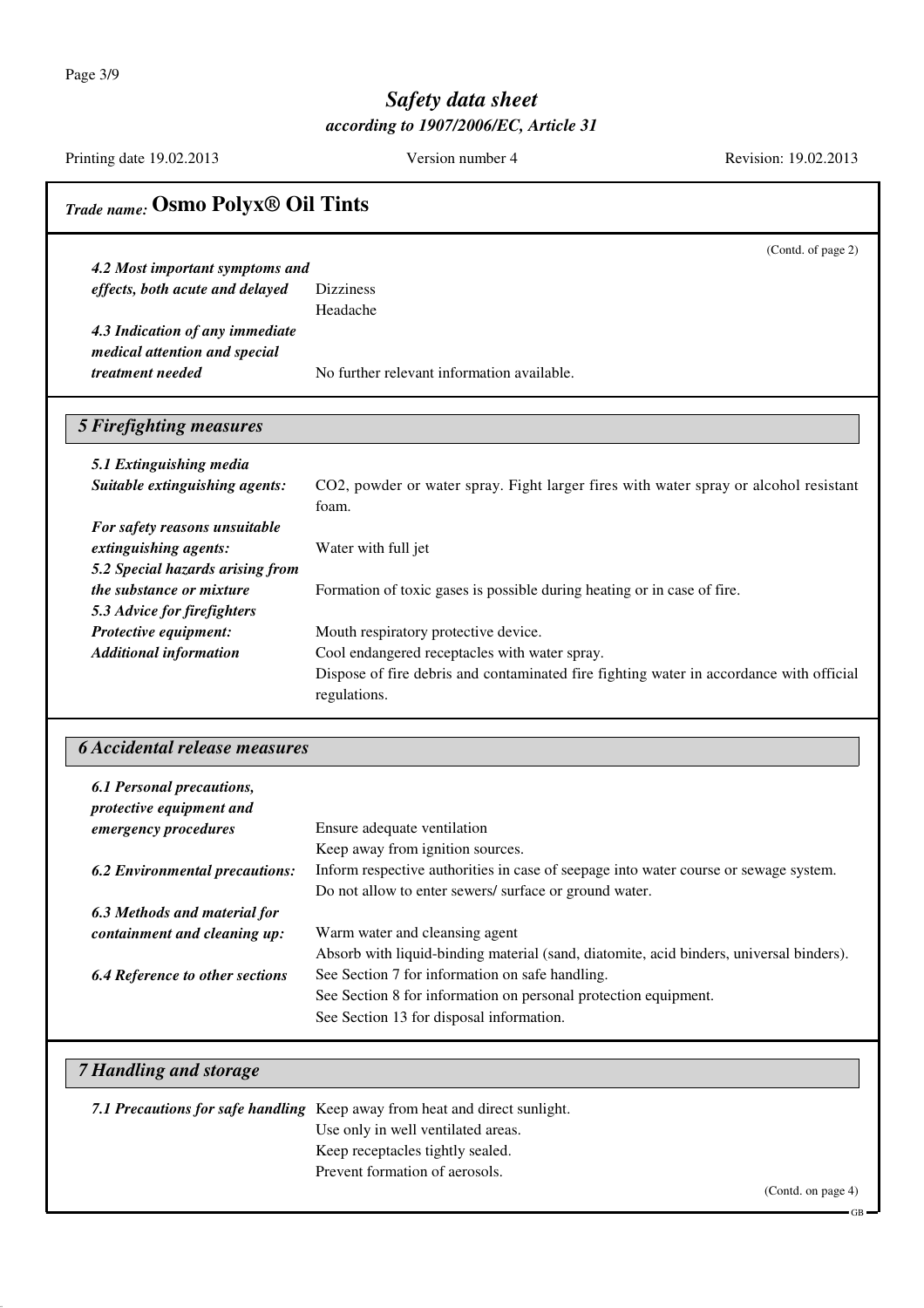# Safety data sheet

*according to 1907/2006/EC, Article 31*

Printing date 19.02.2013 | Version number 4 | Revision: 19.02.2013

## *Trade name:* **Osmo Polyx® Oil Tints**

(Contd. of page 2)

***4.2 Most important symptoms and effects, both acute and delayed***
Dizziness
Headache

***4.3 Indication of any immediate medical attention and special treatment needed*** No further relevant information available.

## 5 Firefighting measures

***5.1 Extinguishing media***

***Suitable extinguishing agents:*** $CO_2$, powder or water spray. Fight larger fires with water spray or alcohol resistant foam.

***For safety reasons unsuitable extinguishing agents:*** Water with full jet

***5.2 Special hazards arising from the substance or mixture*** Formation of toxic gases is possible during heating or in case of fire.

***5.3 Advice for firefighters***

***Protective equipment:*** Mouth respiratory protective device.

***Additional information*** Cool endangered receptacles with water spray.
Dispose of fire debris and contaminated fire fighting water in accordance with official regulations.

## 6 Accidental release measures

***6.1 Personal precautions, protective equipment and emergency procedures*** Ensure adequate ventilation
Keep away from ignition sources.

***6.2 Environmental precautions:*** Inform respective authorities in case of seepage into water course or sewage system.
Do not allow to enter sewers/ surface or ground water.

***6.3 Methods and material for containment and cleaning up:*** Warm water and cleansing agent
Absorb with liquid-binding material (sand, diatomite, acid binders, universal binders).

***6.4 Reference to other sections*** See Section 7 for information on safe handling.
See Section 8 for information on personal protection equipment.
See Section 13 for disposal information.

## 7 Handling and storage

***7.1 Precautions for safe handling*** Keep away from heat and direct sunlight.
Use only in well ventilated areas.
Keep receptacles tightly sealed.
Prevent formation of aerosols.

(Contd. on page 4)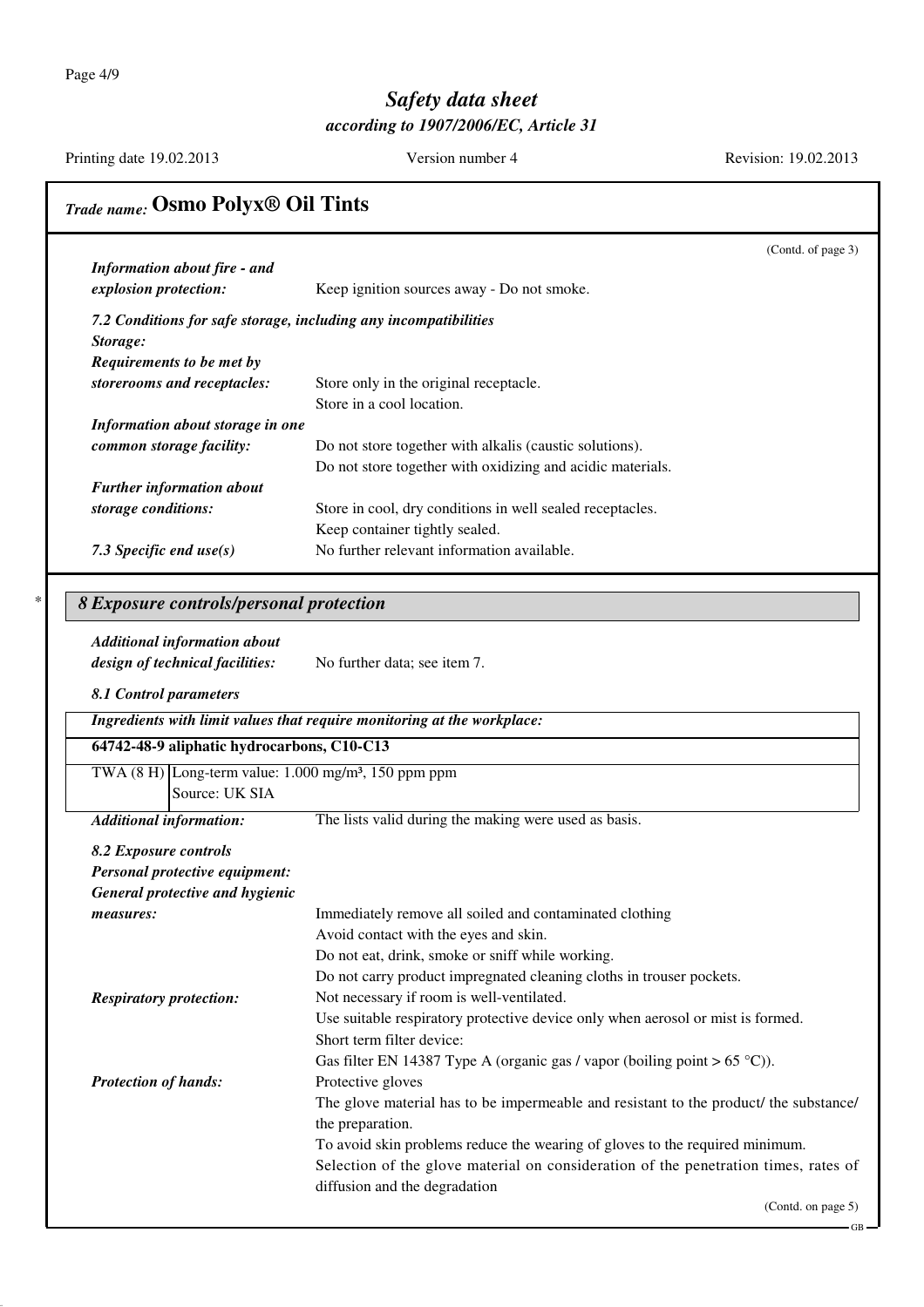# Safety data sheet

*according to 1907/2006/EC, Article 31*

Printing date 19.02.2013 Version number 4 Revision: 19.02.2013

## *Trade name:* Osmo Polyx® Oil Tints

(Contd. of page 3)

***Information about fire - and explosion protection:*** Keep ignition sources away - Do not smoke.

***7.2 Conditions for safe storage, including any incompatibilities***

***Storage:***

***Requirements to be met by storerooms and receptacles:*** Store only in the original receptacle.
Store in a cool location.

***Information about storage in one common storage facility:*** Do not store together with alkalis (caustic solutions).
Do not store together with oxidizing and acidic materials.

***Further information about storage conditions:*** Store in cool, dry conditions in well sealed receptacles.
Keep container tightly sealed.

***7.3 Specific end use(s)*** No further relevant information available.

\* 

## *8 Exposure controls/personal protection*

***Additional information about design of technical facilities:*** No further data; see item 7.

***8.1 Control parameters***

| ***Ingredients with limit values that require monitoring at the workplace:*** | |
|---|---|
| **64742-48-9 aliphatic hydrocarbons, C10-C13** | |
| TWA (8 H) | Long-term value: 1.000 mg/m³, 150 ppm ppm<br>Source: UK SIA |

***Additional information:*** The lists valid during the making were used as basis.

***8.2 Exposure controls***

***Personal protective equipment:***

***General protective and hygienic measures:***
Immediately remove all soiled and contaminated clothing
Avoid contact with the eyes and skin.
Do not eat, drink, smoke or sniff while working.
Do not carry product impregnated cleaning cloths in trouser pockets.

***Respiratory protection:*** Not necessary if room is well-ventilated.
Use suitable respiratory protective device only when aerosol or mist is formed.
Short term filter device:
Gas filter EN 14387 Type A (organic gas / vapor (boiling point > 65 °C)).

***Protection of hands:*** Protective gloves
The glove material has to be impermeable and resistant to the product/ the substance/ the preparation.
To avoid skin problems reduce the wearing of gloves to the required minimum.
Selection of the glove material on consideration of the penetration times, rates of diffusion and the degradation

(Contd. on page 5)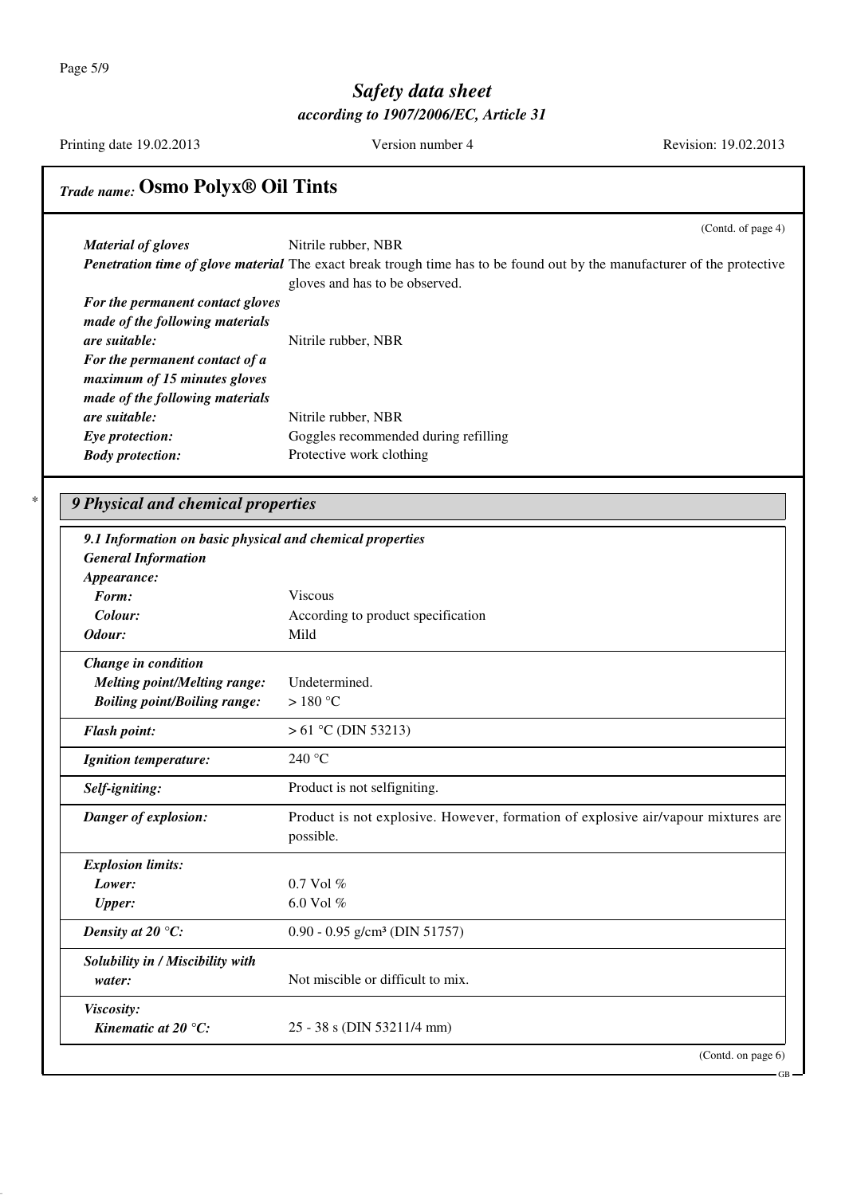*Trade name:* **Osmo Polyx® Oil Tints**

(Contd. of page 4)

| | |
|---|---|
| ***Material of gloves*** | Nitrile rubber, NBR |
| ***Penetration time of glove material*** | The exact break trough time has to be found out by the manufacturer of the protective gloves and has to be observed. |
| ***For the permanent contact gloves made of the following materials are suitable:*** | Nitrile rubber, NBR |
| ***For the permanent contact of a maximum of 15 minutes gloves made of the following materials are suitable:*** | Nitrile rubber, NBR |
| ***Eye protection:*** | Goggles recommended during refilling |
| ***Body protection:*** | Protective work clothing |

## * 9 Physical and chemical properties

***9.1 Information on basic physical and chemical properties***

| | |
|---|---|
| ***General Information*** | |
| ***Appearance:*** | |
| ***Form:*** | Viscous |
| ***Colour:*** | According to product specification |
| ***Odour:*** | Mild |
| ***Change in condition*** | |
| ***Melting point/Melting range:*** | Undetermined. |
| ***Boiling point/Boiling range:*** | > 180 °C |
| ***Flash point:*** | > 61 °C (DIN 53213) |
| ***Ignition temperature:*** | 240 °C |
| ***Self-igniting:*** | Product is not selfigniting. |
| ***Danger of explosion:*** | Product is not explosive. However, formation of explosive air/vapour mixtures are possible. |
| ***Explosion limits:*** | |
| ***Lower:*** | 0.7 Vol % |
| ***Upper:*** | 6.0 Vol % |
| ***Density at 20 °C:*** | 0.90 - 0.95 g/cm³ (DIN 51757) |
| ***Solubility in / Miscibility with water:*** | Not miscible or difficult to mix. |
| ***Viscosity:*** | |
| ***Kinematic at 20 °C:*** | 25 - 38 s (DIN 53211/4 mm) |

(Contd. on page 6)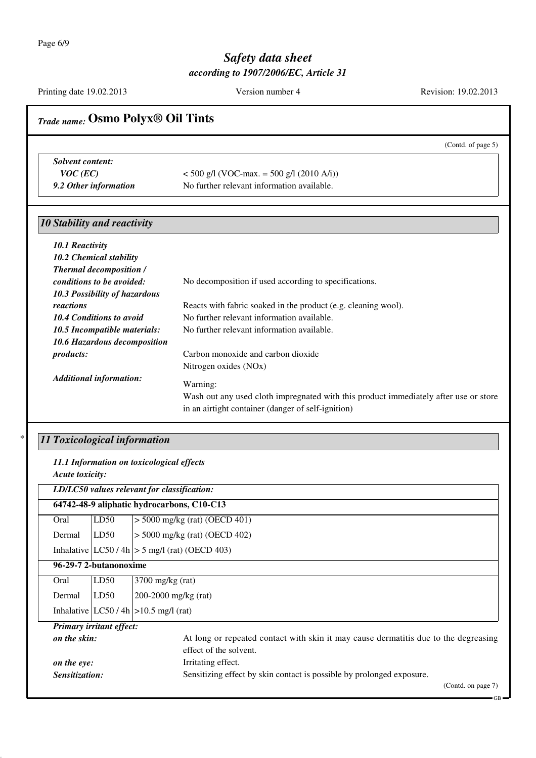(Contd. of page 5)

***Solent content:***

| | |
|---|---|
| ***VOC (EC)*** | < 500 g/l (VOC-max. = 500 g/l (2010 A/i)) |
| ***9.2 Other information*** | No further relevant information available. |

## *10 Stability and reactivity*

***10.1 Reactivity***

***10.2 Chemical stability***

***Thermal decomposition / conditions to be avoided:*** No decomposition if used according to specifications.

***10.3 Possibility of hazardous reactions*** Reacts with fabric soaked in the product (e.g. cleaning wool).

***10.4 Conditions to avoid*** No further relevant information available.

***10.5 Incompatible materials:*** No further relevant information available.

***10.6 Hazardous decomposition products:*** Carbon monoxide and carbon dioxide
Nitrogen oxides (NOx)

***Additional information:***
Warning:
Wash out any used cloth impregnated with this product immediately after use or store in an airtight container (danger of self-ignition)

## * *11 Toxicological information*

***11.1 Information on toxicological effects***

***Acute toxicity:***

| ***LD/LC50 values relevant for classification:*** | | |
|---|---|---|
| **64742-48-9 aliphatic hydrocarbons, C10-C13** | | |
| Oral | LD50 | > 5000 mg/kg (rat) (OECD 401) |
| Dermal | LD50 | > 5000 mg/kg (rat) (OECD 402) |
| Inhalative | LC50 / 4h | > 5 mg/l (rat) (OECD 403) |
| **96-29-7 2-butanonoxime** | | |
| Oral | LD50 | 3700 mg/kg (rat) |
| Dermal | LD50 | 200-2000 mg/kg (rat) |
| Inhalative | LC50 / 4h | >10.5 mg/l (rat) |

***Primary irritant effect:***

***on the skin:*** At long or repeated contact with skin it may cause dermatitis due to the degreasing effect of the solvent.

***on the eye:*** Irritating effect.

***Sensitization:*** Sensitizing effect by skin contact is possible by prolonged exposure.

(Contd. on page 7)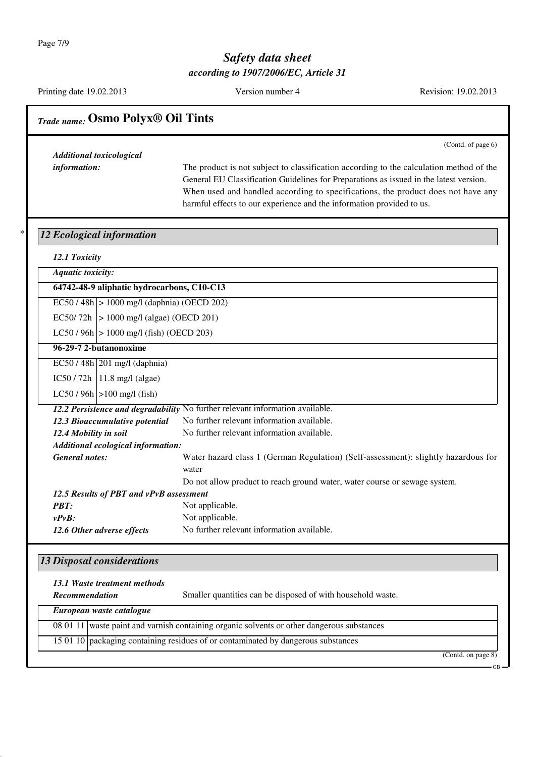## Trade name: Osmo Polyx® Oil Tints

(Contd. of page 6)

***Additional toxicological information:*** The product is not subject to classification according to the calculation method of the General EU Classification Guidelines for Preparations as issued in the latest version. When used and handled according to specifications, the product does not have any harmful effects to our experience and the information provided to us.

## * *12 Ecological information*

***12.1 Toxicity***

| ***Aquatic toxicity:*** | |
|---|---|
| **64742-48-9 aliphatic hydrocarbons, C10-C13** | |
| EC50 / 48h | > 1000 mg/l (daphnia) (OECD 202) |
| EC50/ 72h | > 1000 mg/l (algae) (OECD 201) |
| LC50 / 96h | > 1000 mg/l (fish) (OECD 203) |
| **96-29-7 2-butanonoxime** | |
| EC50 / 48h | 201 mg/l (daphnia) |
| IC50 / 72h | 11.8 mg/l (algae) |
| LC50 / 96h | >100 mg/l (fish) |

***12.2 Persistence and degradability*** No further relevant information available.

***12.3 Bioaccumulative potential*** No further relevant information available.

***12.4 Mobility in soil*** No further relevant information available.

***Additional ecological information:***

***General notes:*** Water hazard class 1 (German Regulation) (Self-assessment): slightly hazardous for water

Do not allow product to reach ground water, water course or sewage system.

***12.5 Results of PBT and vPvB assessment***

***PBT:*** Not applicable.

***vPvB:*** Not applicable.

***12.6 Other adverse effects*** No further relevant information available.

## *13 Disposal considerations*

***13.1 Waste treatment methods***

***Recommendation*** Smaller quantities can be disposed of with household waste.

| ***European waste catalogue*** | |
|---|---|
| 08 01 11 | waste paint and varnish containing organic solvents or other dangerous substances |
| 15 01 10 | packaging containing residues of or contaminated by dangerous substances |

(Contd. on page 8)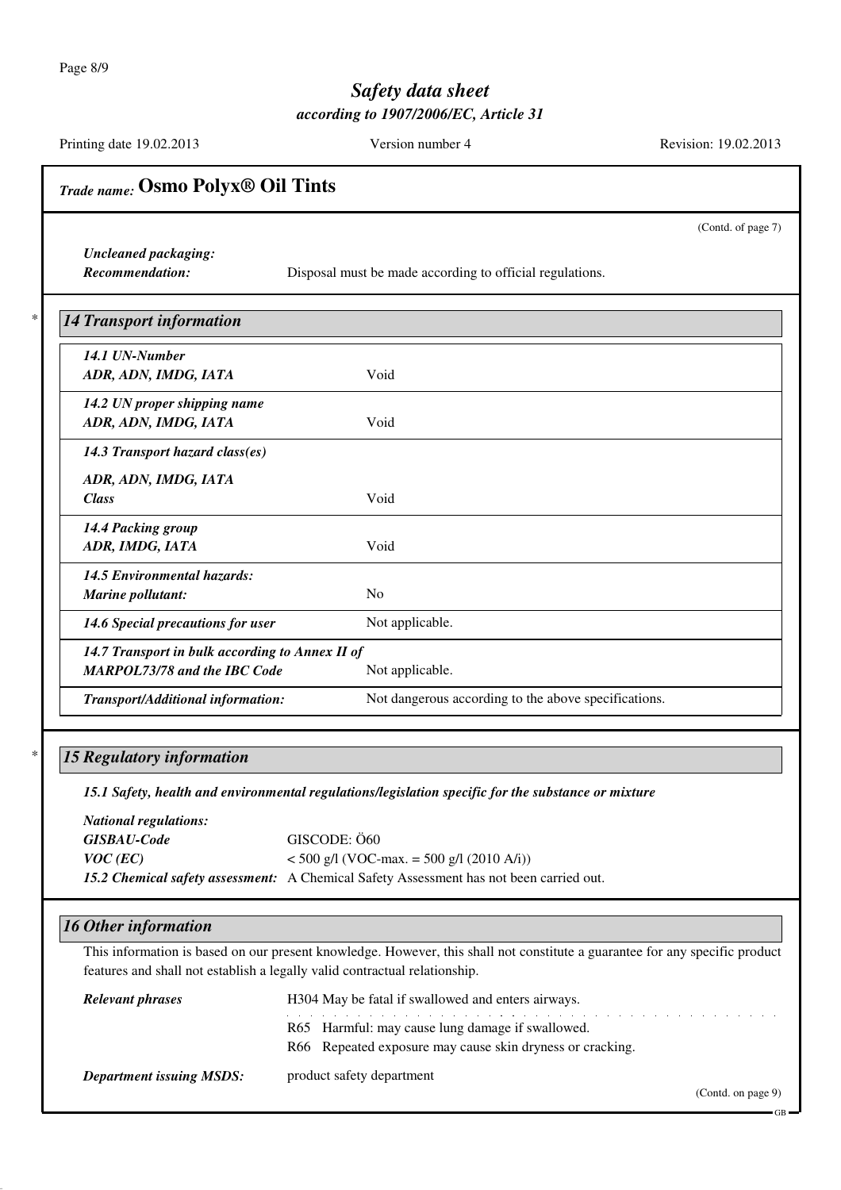## Trade name: Osmo Polyx® Oil Tints

(Contd. of page 7)

***Uncleaned packaging:***
***Recommendation:*** Disposal must be made according to official regulations.

## * 14 Transport information

| | |
|---|---|
| ***14.1 UN-Number*** | |
| ***ADR, ADN, IMDG, IATA*** | Void |
| ***14.2 UN proper shipping name*** | |
| ***ADR, ADN, IMDG, IATA*** | Void |
| ***14.3 Transport hazard class(es)*** | |
| ***ADR, ADN, IMDG, IATA*** | |
| ***Class*** | Void |
| ***14.4 Packing group*** | |
| ***ADR, IMDG, IATA*** | Void |
| ***14.5 Environmental hazards:*** | |
| ***Marine pollutant:*** | No |
| ***14.6 Special precautions for user*** | Not applicable. |
| ***14.7 Transport in bulk according to Annex II of MARPOL73/78 and the IBC Code*** | Not applicable. |
| ***Transport/Additional information:*** | Not dangerous according to the above specifications. |

## * 15 Regulatory information

***15.1 Safety, health and environmental regulations/legislation specific for the substance or mixture***

***National regulations:***
***GISBAU-Code*** GISCODE: Ö60
***VOC (EC)*** < 500 g/l (VOC-max. = 500 g/l (2010 A/i))
***15.2 Chemical safety assessment:*** A Chemical Safety Assessment has not been carried out.

## 16 Other information

This information is based on our present knowledge. However, this shall not constitute a guarantee for any specific product features and shall not establish a legally valid contractual relationship.

***Relevant phrases***
H304 May be fatal if swallowed and enters airways.

R65 Harmful: may cause lung damage if swallowed.
R66 Repeated exposure may cause skin dryness or cracking.

***Department issuing MSDS:*** product safety department

(Contd. on page 9)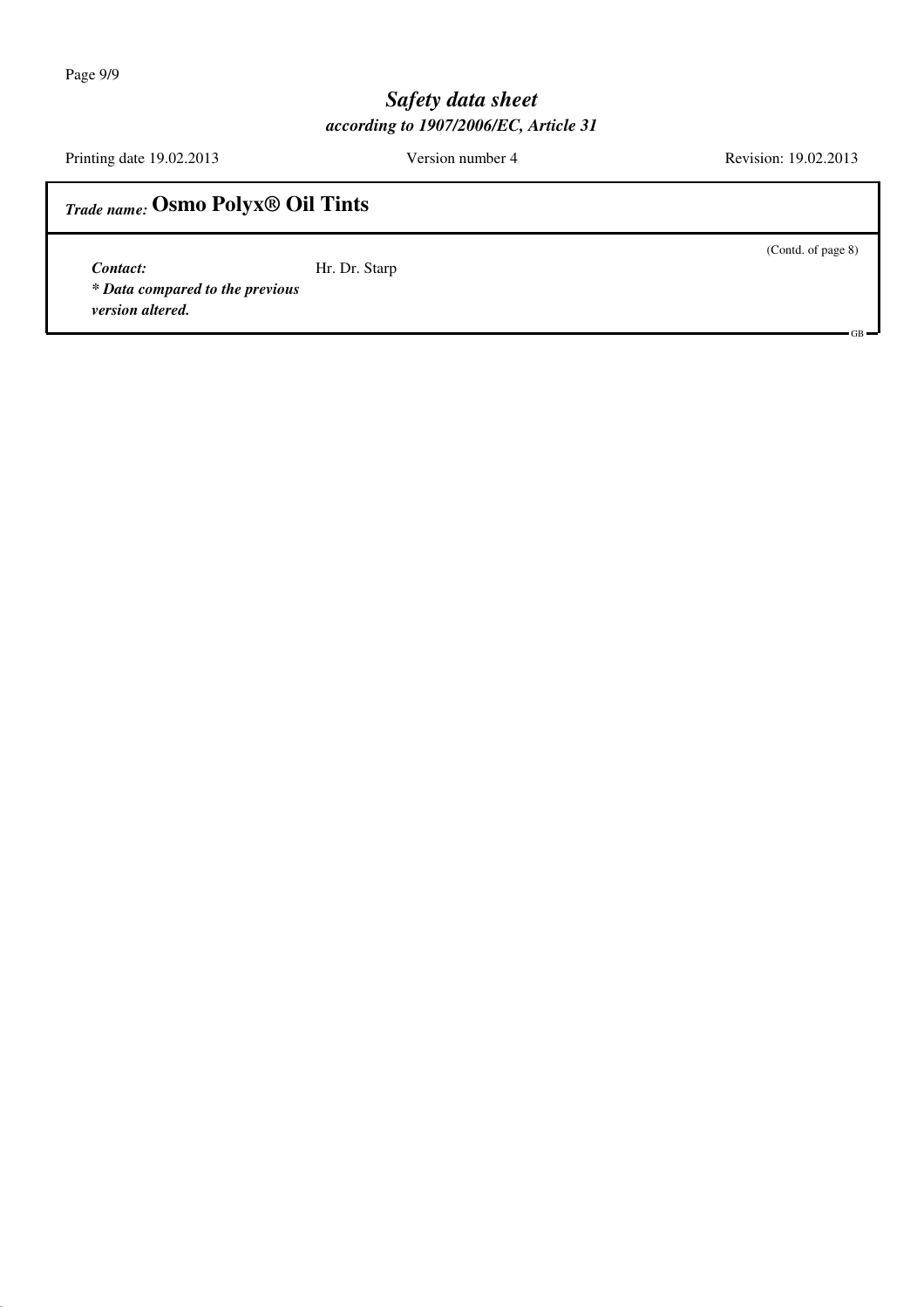(Contd. of page 8)

***Contact:*** Hr. Dr. Starp

***\* Data compared to the previous version altered.***